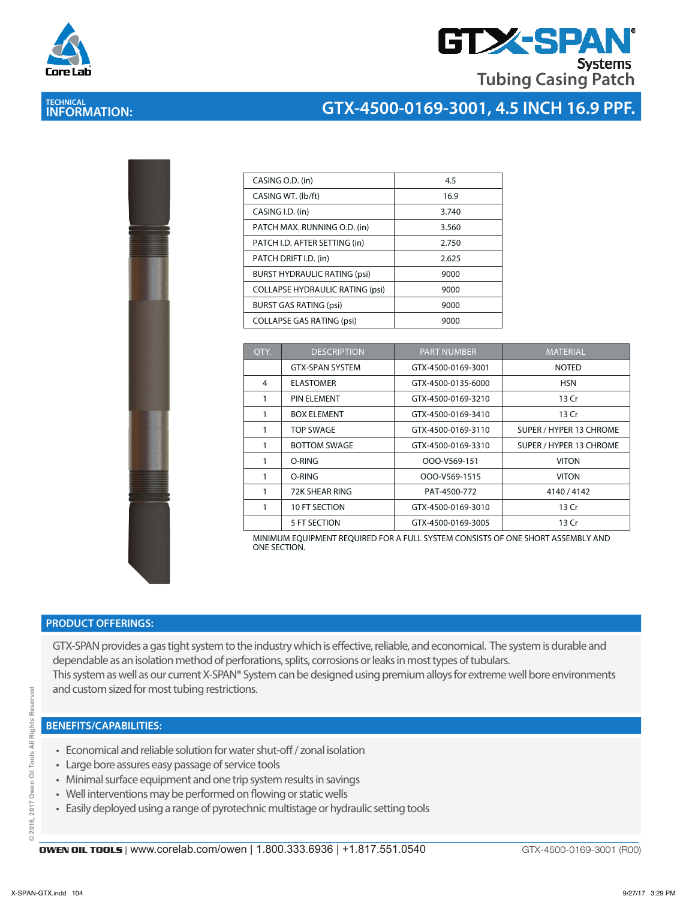# GTX-SPAN® Systems Tubing Casing Patch

## TECHNICAL INFORMATION: GTX-4500-0169-3001, 4.5 INCH 16.9 PPF.

| | |
|---|---|
| CASING O.D. (in) | 4.5 |
| CASING WT. (lb/ft) | 16.9 |
| CASING I.D. (in) | 3.740 |
| PATCH MAX. RUNNING O.D. (in) | 3.560 |
| PATCH I.D. AFTER SETTING (in) | 2.750 |
| PATCH DRIFT I.D. (in) | 2.625 |
| BURST HYDRAULIC RATING (psi) | 9000 |
| COLLAPSE HYDRAULIC RATING (psi) | 9000 |
| BURST GAS RATING (psi) | 9000 |
| COLLAPSE GAS RATING (psi) | 9000 |

| QTY. | DESCRIPTION | PART NUMBER | MATERIAL |
|---|---|---|---|
| | GTX-SPAN SYSTEM | GTX-4500-0169-3001 | NOTED |
| 4 | ELASTOMER | GTX-4500-0135-6000 | HSN |
| 1 | PIN ELEMENT | GTX-4500-0169-3210 | 13 Cr |
| 1 | BOX ELEMENT | GTX-4500-0169-3410 | 13 Cr |
| 1 | TOP SWAGE | GTX-4500-0169-3110 | SUPER / HYPER 13 CHROME |
| 1 | BOTTOM SWAGE | GTX-4500-0169-3310 | SUPER / HYPER 13 CHROME |
| 1 | O-RING | OOO-V569-151 | VITON |
| 1 | O-RING | OOO-V569-1515 | VITON |
| 1 | 72K SHEAR RING | PAT-4500-772 | 4140 / 4142 |
| 1 | 10 FT SECTION | GTX-4500-0169-3010 | 13 Cr |
| | 5 FT SECTION | GTX-4500-0169-3005 | 13 Cr |

MINIMUM EQUIPMENT REQUIRED FOR A FULL SYSTEM CONSISTS OF ONE SHORT ASSEMBLY AND ONE SECTION.

## PRODUCT OFFERINGS:

GTX-SPAN provides a gas tight system to the industry which is effective, reliable, and economical. The system is durable and dependable as an isolation method of perforations, splits, corrosions or leaks in most types of tubulars.
This system as well as our current X-SPAN® System can be designed using premium alloys for extreme well bore environments and custom sized for most tubing restrictions.

## BENEFITS/CAPABILITIES:

- Economical and reliable solution for water shut-off / zonal isolation
- Large bore assures easy passage of service tools
- Minimal surface equipment and one trip system results in savings
- Well interventions may be performed on flowing or static wells
- Easily deployed using a range of pyrotechnic multistage or hydraulic setting tools

© 2016, 2017 Owen Oil Tools All Rights Reserved

**OWEN OIL TOOLS** | www.corelab.com/owen | 1.800.333.6936 | +1.817.551.0540 GTX-4500-0169-3001 (R00)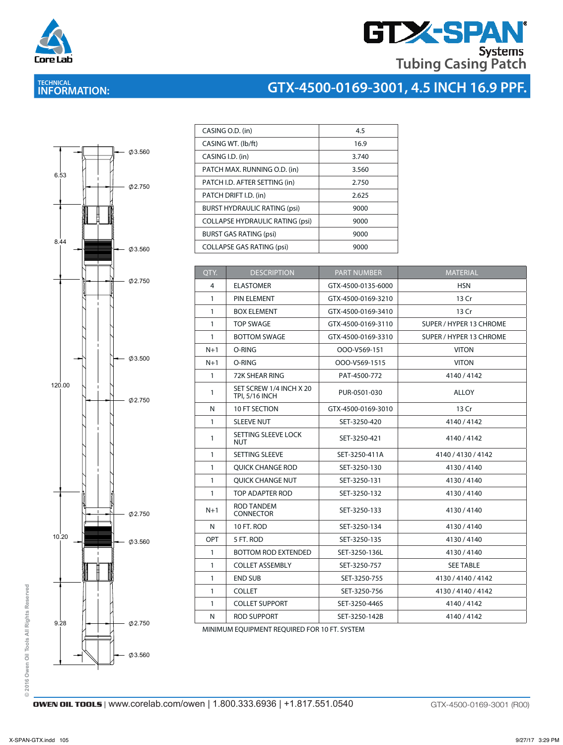# GTX-SPAN® Systems Tubing Casing Patch

## TECHNICAL INFORMATION: GTX-4500-0169-3001, 4.5 INCH 16.9 PPF.

| | |
|---|---|
| CASING O.D. (in) | 4.5 |
| CASING WT. (lb/ft) | 16.9 |
| CASING I.D. (in) | 3.740 |
| PATCH MAX. RUNNING O.D. (in) | 3.560 |
| PATCH I.D. AFTER SETTING (in) | 2.750 |
| PATCH DRIFT I.D. (in) | 2.625 |
| BURST HYDRAULIC RATING (psi) | 9000 |
| COLLAPSE HYDRAULIC RATING (psi) | 9000 |
| BURST GAS RATING (psi) | 9000 |
| COLLAPSE GAS RATING (psi) | 9000 |

| QTY. | DESCRIPTION | PART NUMBER | MATERIAL |
|---|---|---|---|
| 4 | ELASTOMER | GTX-4500-0135-6000 | HSN |
| 1 | PIN ELEMENT | GTX-4500-0169-3210 | 13 Cr |
| 1 | BOX ELEMENT | GTX-4500-0169-3410 | 13 Cr |
| 1 | TOP SWAGE | GTX-4500-0169-3110 | SUPER / HYPER 13 CHROME |
| 1 | BOTTOM SWAGE | GTX-4500-0169-3310 | SUPER / HYPER 13 CHROME |
| N+1 | O-RING | OOO-V569-151 | VITON |
| N+1 | O-RING | OOO-V569-1515 | VITON |
| 1 | 72K SHEAR RING | PAT-4500-772 | 4140 / 4142 |
| 1 | SET SCREW 1/4 INCH X 20 TPI, 5/16 INCH | PUR-0501-030 | ALLOY |
| N | 10 FT SECTION | GTX-4500-0169-3010 | 13 Cr |
| 1 | SLEEVE NUT | SET-3250-420 | 4140 / 4142 |
| 1 | SETTING SLEEVE LOCK NUT | SET-3250-421 | 4140 / 4142 |
| 1 | SETTING SLEEVE | SET-3250-411A | 4140 / 4130 / 4142 |
| 1 | QUICK CHANGE ROD | SET-3250-130 | 4130 / 4140 |
| 1 | QUICK CHANGE NUT | SET-3250-131 | 4130 / 4140 |
| 1 | TOP ADAPTER ROD | SET-3250-132 | 4130 / 4140 |
| N+1 | ROD TANDEM CONNECTOR | SET-3250-133 | 4130 / 4140 |
| N | 10 FT. ROD | SET-3250-134 | 4130 / 4140 |
| OPT | 5 FT. ROD | SET-3250-135 | 4130 / 4140 |
| 1 | BOTTOM ROD EXTENDED | SET-3250-136L | 4130 / 4140 |
| 1 | COLLET ASSEMBLY | SET-3250-757 | SEE TABLE |
| 1 | END SUB | SET-3250-755 | 4130 / 4140 / 4142 |
| 1 | COLLET | SET-3250-756 | 4130 / 4140 / 4142 |
| 1 | COLLET SUPPORT | SET-3250-446S | 4140 / 4142 |
| N | ROD SUPPORT | SET-3250-142B | 4140 / 4142 |

MINIMUM EQUIPMENT REQUIRED FOR 10 FT. SYSTEM

Drawing dimensions: 6.53, 8.44, 120.00, 10.20, 9.28; Ø3.560, Ø2.750, Ø3.560, Ø2.750, Ø3.500, Ø2.750, Ø2.750, Ø3.560, Ø2.750, Ø3.560

© 2016 Owen Oil Tools All Rights Reserved

OWEN OIL TOOLS | www.corelab.com/owen | 1.800.333.6936 | +1.817.551.0540 GTX-4500-0169-3001 (R00)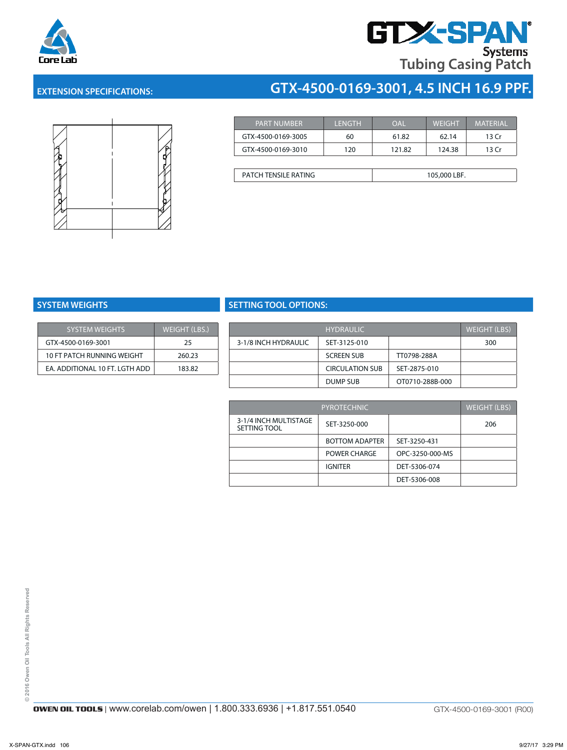GTX-SPAN® Systems
Tubing Casing Patch

## EXTENSION SPECIFICATIONS:

## GTX-4500-0169-3001, 4.5 INCH 16.9 PPF.

| PART NUMBER | LENGTH | OAL | WEIGHT | MATERIAL |
|---|---|---|---|---|
| GTX-4500-0169-3005 | 60 | 61.82 | 62.14 | 13 Cr |
| GTX-4500-0169-3010 | 120 | 121.82 | 124.38 | 13 Cr |

| | |
|---|---|
| PATCH TENSILE RATING | 105,000 LBF. |

## SYSTEM WEIGHTS

| SYSTEM WEIGHTS | WEIGHT (LBS.) |
|---|---|
| GTX-4500-0169-3001 | 25 |
| 10 FT PATCH RUNNING WEIGHT | 260.23 |
| EA. ADDITIONAL 10 FT. LGTH ADD | 183.82 |

## SETTING TOOL OPTIONS:

| HYDRAULIC | | | WEIGHT (LBS) |
|---|---|---|---|
| 3-1/8 INCH HYDRAULIC | SET-3125-010 | | 300 |
| | SCREEN SUB | TT0798-288A | |
| | CIRCULATION SUB | SET-2875-010 | |
| | DUMP SUB | OT0710-288B-000 | |

| PYROTECHNIC | | | WEIGHT (LBS) |
|---|---|---|---|
| 3-1/4 INCH MULTISTAGE SETTING TOOL | SET-3250-000 | | 206 |
| | BOTTOM ADAPTER | SET-3250-431 | |
| | POWER CHARGE | OPC-3250-000-MS | |
| | IGNITER | DET-5306-074 | |
| | | DET-5306-008 | |

© 2016 Owen Oil Tools All Rights Reserved

OWEN OIL TOOLS | www.corelab.com/owen | 1.800.333.6936 | +1.817.551.0540 GTX-4500-0169-3001 (R00)